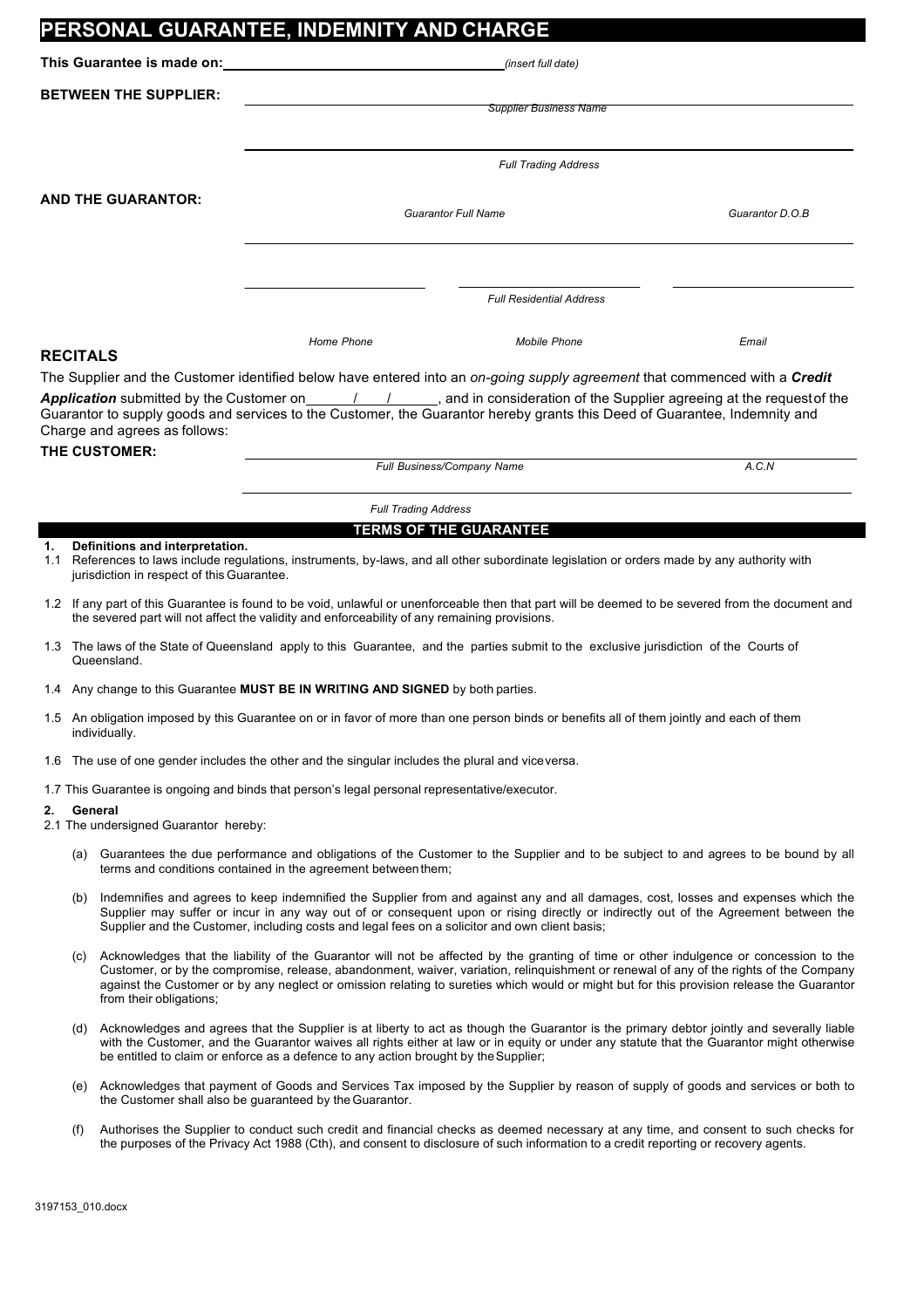# PERSONAL GUARANTEE, INDEMNITY AND CHARGE

**This Guarantee is made on:** ______________________ *(insert full date)*

**BETWEEN THE SUPPLIER:**

______________________
*Supplier Business Name*

______________________
*Full Trading Address*

**AND THE GUARANTOR:**

______________________ ______________________
*Guarantor Full Name* *Guarantor D.O.B*

______________________
*Full Residential Address*

______________________ ______________________ ______________________
*Home Phone* *Mobile Phone* *Email*

## RECITALS

The Supplier and the Customer identified below have entered into an *on-going supply agreement* that commenced with a ***Credit Application*** submitted by the Customer on ____/____/______, and in consideration of the Supplier agreeing at the request of the Guarantor to supply goods and services to the Customer, the Guarantor hereby grants this Deed of Guarantee, Indemnity and Charge and agrees as follows:

**THE CUSTOMER:**

______________________ ______________________
*Full Business/Company Name* *A.C.N*

______________________
*Full Trading Address*

## TERMS OF THE GUARANTEE

**1. Definitions and interpretation.**

1.1 References to laws include regulations, instruments, by-laws, and all other subordinate legislation or orders made by any authority with jurisdiction in respect of this Guarantee.

1.2 If any part of this Guarantee is found to be void, unlawful or unenforceable then that part will be deemed to be severed from the document and the severed part will not affect the validity and enforceability of any remaining provisions.

1.3 The laws of the State of Queensland apply to this Guarantee, and the parties submit to the exclusive jurisdiction of the Courts of Queensland.

1.4 Any change to this Guarantee **MUST BE IN WRITING AND SIGNED** by both parties.

1.5 An obligation imposed by this Guarantee on or in favor of more than one person binds or benefits all of them jointly and each of them individually.

1.6 The use of one gender includes the other and the singular includes the plural and vice versa.

1.7 This Guarantee is ongoing and binds that person's legal personal representative/executor.

**2. General**

2.1 The undersigned Guarantor hereby:

(a) Guarantees the due performance and obligations of the Customer to the Supplier and to be subject to and agrees to be bound by all terms and conditions contained in the agreement between them;

(b) Indemnifies and agrees to keep indemnified the Supplier from and against any and all damages, cost, losses and expenses which the Supplier may suffer or incur in any way out of or consequent upon or rising directly or indirectly out of the Agreement between the Supplier and the Customer, including costs and legal fees on a solicitor and own client basis;

(c) Acknowledges that the liability of the Guarantor will not be affected by the granting of time or other indulgence or concession to the Customer, or by the compromise, release, abandonment, waiver, variation, relinquishment or renewal of any of the rights of the Company against the Customer or by any neglect or omission relating to sureties which would or might but for this provision release the Guarantor from their obligations;

(d) Acknowledges and agrees that the Supplier is at liberty to act as though the Guarantor is the primary debtor jointly and severally liable with the Customer, and the Guarantor waives all rights either at law or in equity or under any statute that the Guarantor might otherwise be entitled to claim or enforce as a defence to any action brought by the Supplier;

(e) Acknowledges that payment of Goods and Services Tax imposed by the Supplier by reason of supply of goods and services or both to the Customer shall also be guaranteed by the Guarantor.

(f) Authorises the Supplier to conduct such credit and financial checks as deemed necessary at any time, and consent to such checks for the purposes of the Privacy Act 1988 (Cth), and consent to disclosure of such information to a credit reporting or recovery agents.

3197153_010.docx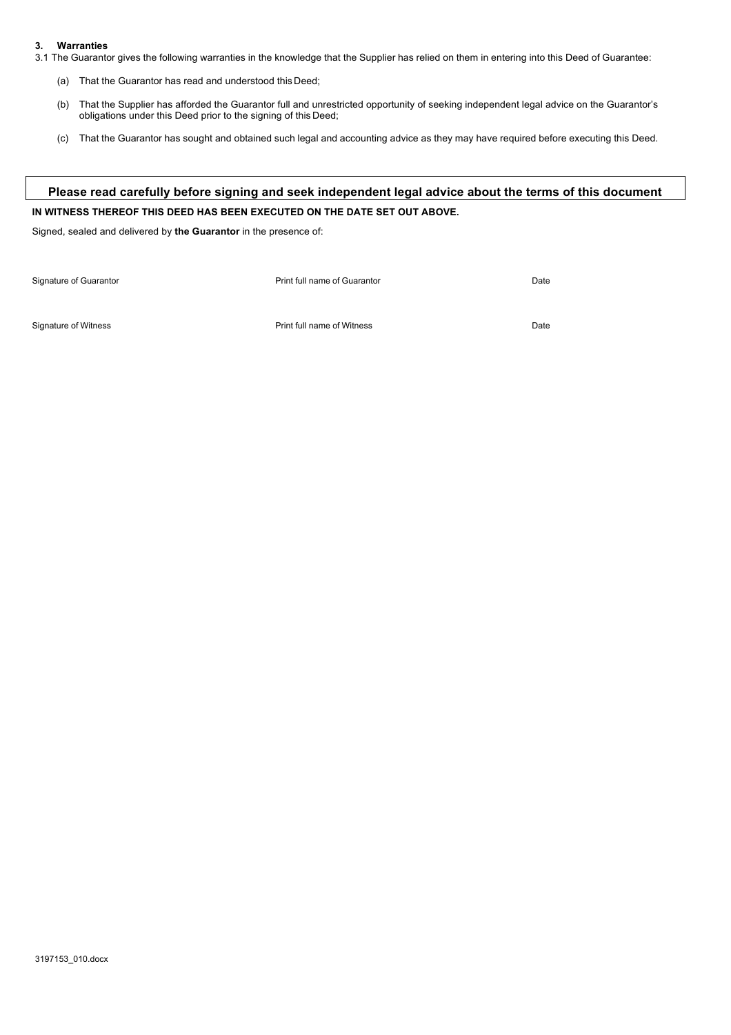### 3. Warranties

3.1 The Guarantor gives the following warranties in the knowledge that the Supplier has relied on them in entering into this Deed of Guarantee:

(a) That the Guarantor has read and understood this Deed;

(b) That the Supplier has afforded the Guarantor full and unrestricted opportunity of seeking independent legal advice on the Guarantor's obligations under this Deed prior to the signing of this Deed;

(c) That the Guarantor has sought and obtained such legal and accounting advice as they may have required before executing this Deed.

**Please read carefully before signing and seek independent legal advice about the terms of this document**

**IN WITNESS THEREOF THIS DEED HAS BEEN EXECUTED ON THE DATE SET OUT ABOVE.**

Signed, sealed and delivered by **the Guarantor** in the presence of:

| | | |
|---|---|---|
| Signature of Guarantor | Print full name of Guarantor | Date |
| Signature of Witness | Print full name of Witness | Date |

3197153_010.docx